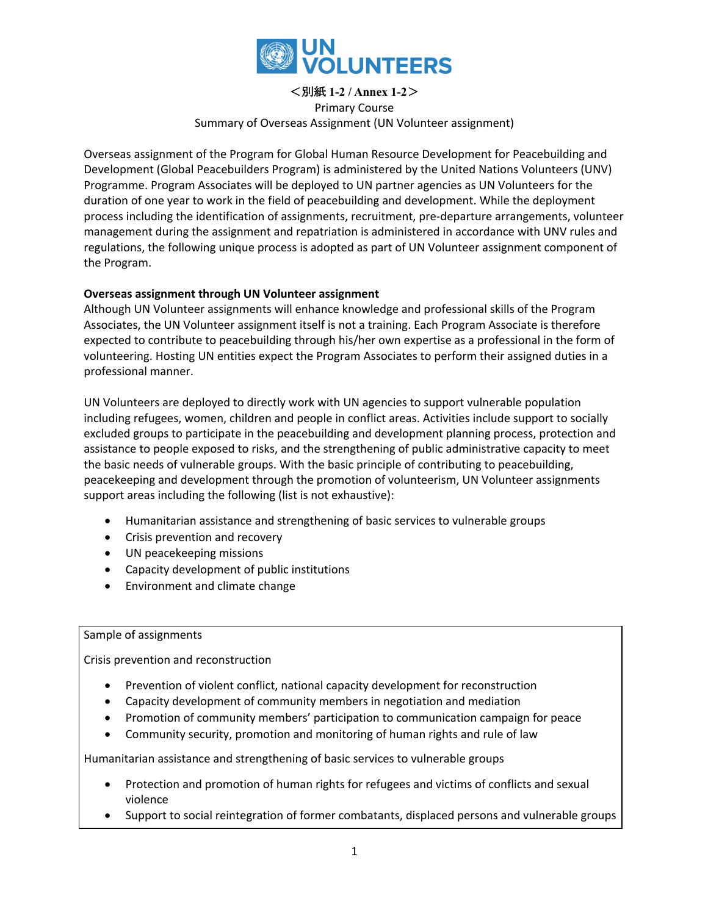UN VOLUNTEERS

**＜別紙 1-2 / Annex 1-2＞**

Primary Course

Summary of Overseas Assignment (UN Volunteer assignment)

Overseas assignment of the Program for Global Human Resource Development for Peacebuilding and Development (Global Peacebuilders Program) is administered by the United Nations Volunteers (UNV) Programme. Program Associates will be deployed to UN partner agencies as UN Volunteers for the duration of one year to work in the field of peacebuilding and development. While the deployment process including the identification of assignments, recruitment, pre-departure arrangements, volunteer management during the assignment and repatriation is administered in accordance with UNV rules and regulations, the following unique process is adopted as part of UN Volunteer assignment component of the Program.

**Overseas assignment through UN Volunteer assignment**

Although UN Volunteer assignments will enhance knowledge and professional skills of the Program Associates, the UN Volunteer assignment itself is not a training. Each Program Associate is therefore expected to contribute to peacebuilding through his/her own expertise as a professional in the form of volunteering. Hosting UN entities expect the Program Associates to perform their assigned duties in a professional manner.

UN Volunteers are deployed to directly work with UN agencies to support vulnerable population including refugees, women, children and people in conflict areas. Activities include support to socially excluded groups to participate in the peacebuilding and development planning process, protection and assistance to people exposed to risks, and the strengthening of public administrative capacity to meet the basic needs of vulnerable groups. With the basic principle of contributing to peacebuilding, peacekeeping and development through the promotion of volunteerism, UN Volunteer assignments support areas including the following (list is not exhaustive):

- Humanitarian assistance and strengthening of basic services to vulnerable groups
- Crisis prevention and recovery
- UN peacekeeping missions
- Capacity development of public institutions
- Environment and climate change

Sample of assignments

Crisis prevention and reconstruction

- Prevention of violent conflict, national capacity development for reconstruction
- Capacity development of community members in negotiation and mediation
- Promotion of community members' participation to communication campaign for peace
- Community security, promotion and monitoring of human rights and rule of law

Humanitarian assistance and strengthening of basic services to vulnerable groups

- Protection and promotion of human rights for refugees and victims of conflicts and sexual violence
- Support to social reintegration of former combatants, displaced persons and vulnerable groups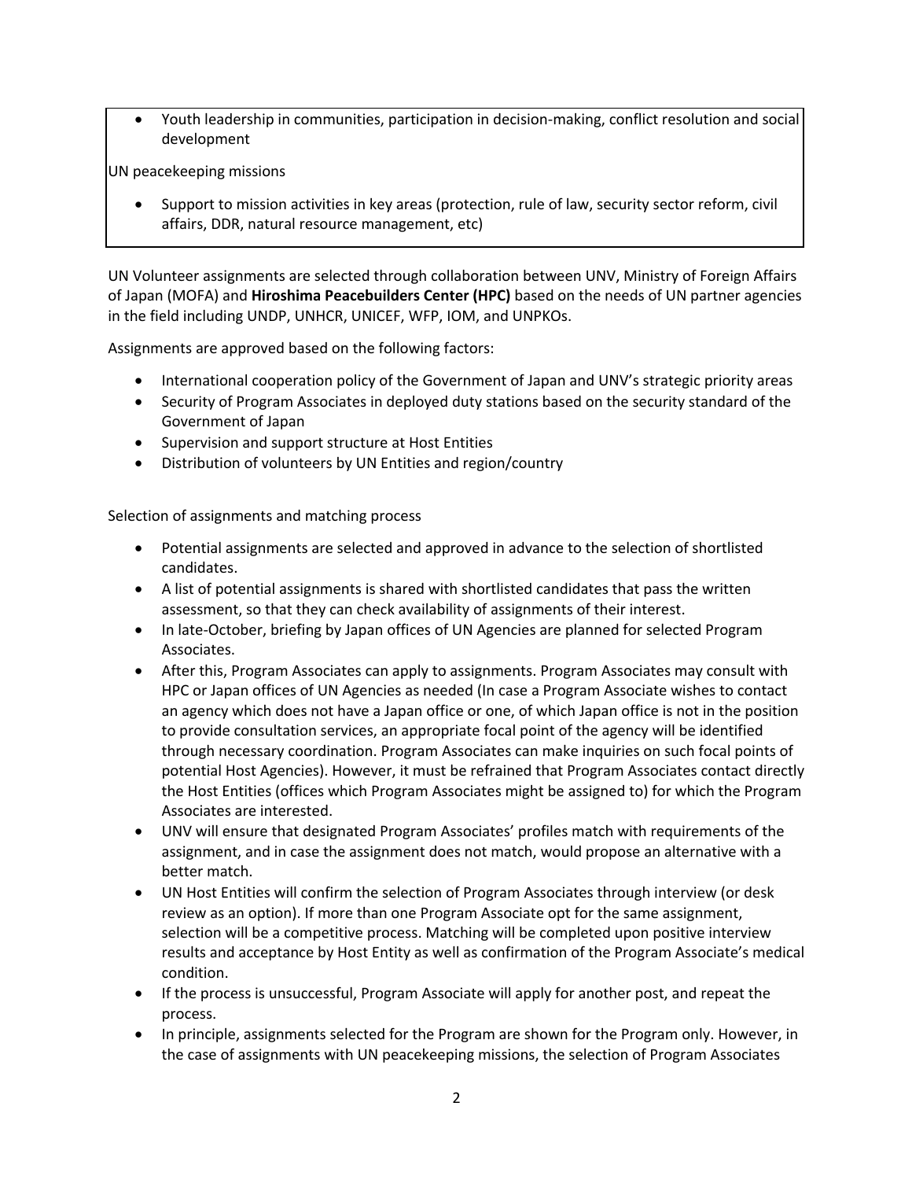- Youth leadership in communities, participation in decision-making, conflict resolution and social development

UN peacekeeping missions

- Support to mission activities in key areas (protection, rule of law, security sector reform, civil affairs, DDR, natural resource management, etc)

UN Volunteer assignments are selected through collaboration between UNV, Ministry of Foreign Affairs of Japan (MOFA) and **Hiroshima Peacebuilders Center (HPC)** based on the needs of UN partner agencies in the field including UNDP, UNHCR, UNICEF, WFP, IOM, and UNPKOs.

Assignments are approved based on the following factors:

- International cooperation policy of the Government of Japan and UNV's strategic priority areas
- Security of Program Associates in deployed duty stations based on the security standard of the Government of Japan
- Supervision and support structure at Host Entities
- Distribution of volunteers by UN Entities and region/country

Selection of assignments and matching process

- Potential assignments are selected and approved in advance to the selection of shortlisted candidates.
- A list of potential assignments is shared with shortlisted candidates that pass the written assessment, so that they can check availability of assignments of their interest.
- In late-October, briefing by Japan offices of UN Agencies are planned for selected Program Associates.
- After this, Program Associates can apply to assignments. Program Associates may consult with HPC or Japan offices of UN Agencies as needed (In case a Program Associate wishes to contact an agency which does not have a Japan office or one, of which Japan office is not in the position to provide consultation services, an appropriate focal point of the agency will be identified through necessary coordination. Program Associates can make inquiries on such focal points of potential Host Agencies). However, it must be refrained that Program Associates contact directly the Host Entities (offices which Program Associates might be assigned to) for which the Program Associates are interested.
- UNV will ensure that designated Program Associates' profiles match with requirements of the assignment, and in case the assignment does not match, would propose an alternative with a better match.
- UN Host Entities will confirm the selection of Program Associates through interview (or desk review as an option). If more than one Program Associate opt for the same assignment, selection will be a competitive process. Matching will be completed upon positive interview results and acceptance by Host Entity as well as confirmation of the Program Associate's medical condition.
- If the process is unsuccessful, Program Associate will apply for another post, and repeat the process.
- In principle, assignments selected for the Program are shown for the Program only. However, in the case of assignments with UN peacekeeping missions, the selection of Program Associates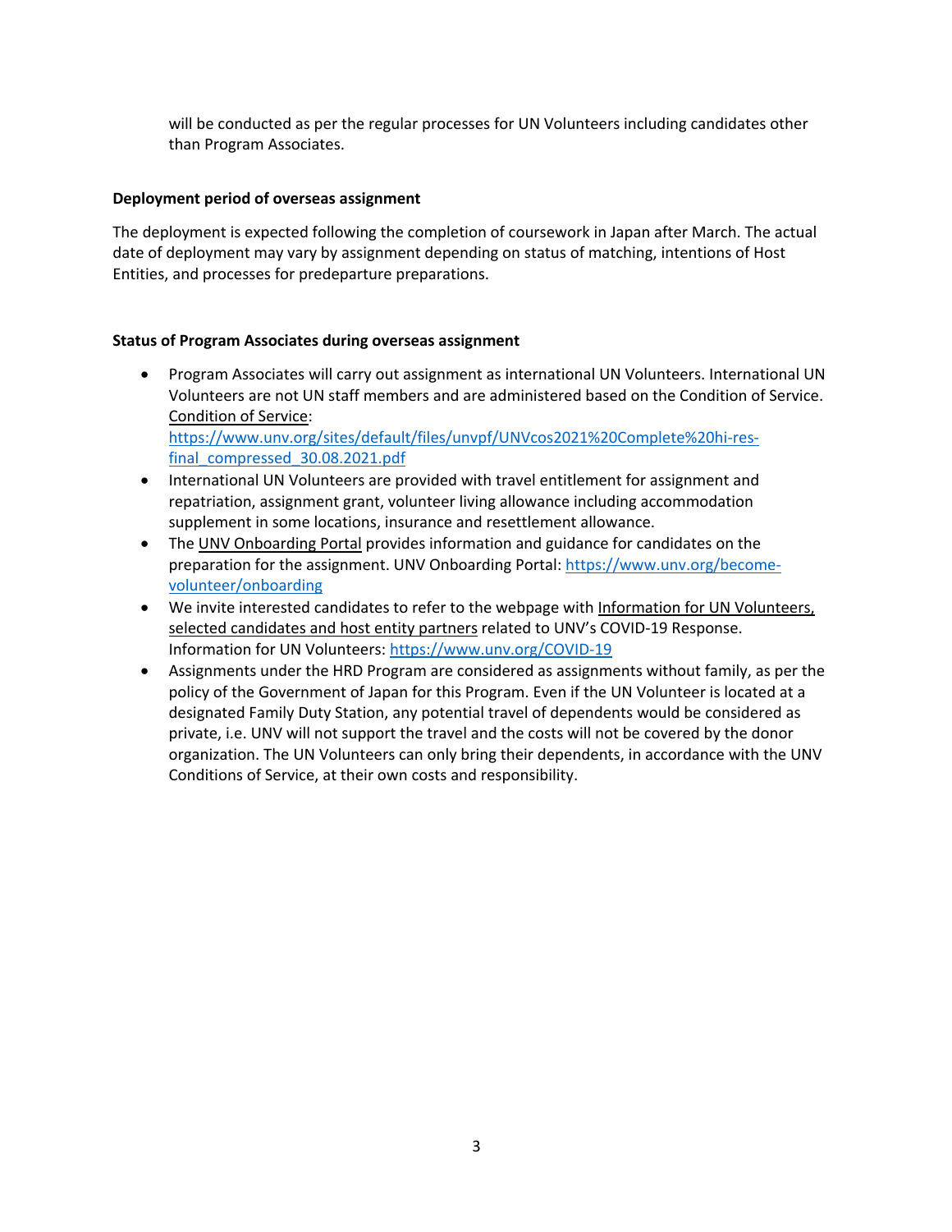will be conducted as per the regular processes for UN Volunteers including candidates other than Program Associates.

**Deployment period of overseas assignment**

The deployment is expected following the completion of coursework in Japan after March. The actual date of deployment may vary by assignment depending on status of matching, intentions of Host Entities, and processes for predeparture preparations.

**Status of Program Associates during overseas assignment**

- Program Associates will carry out assignment as international UN Volunteers. International UN Volunteers are not UN staff members and are administered based on the Condition of Service. Condition of Service: https://www.unv.org/sites/default/files/unvpf/UNVcos2021%20Complete%20hi-res-final_compressed_30.08.2021.pdf
- International UN Volunteers are provided with travel entitlement for assignment and repatriation, assignment grant, volunteer living allowance including accommodation supplement in some locations, insurance and resettlement allowance.
- The UNV Onboarding Portal provides information and guidance for candidates on the preparation for the assignment. UNV Onboarding Portal: https://www.unv.org/become-volunteer/onboarding
- We invite interested candidates to refer to the webpage with Information for UN Volunteers, selected candidates and host entity partners related to UNV's COVID-19 Response. Information for UN Volunteers: https://www.unv.org/COVID-19
- Assignments under the HRD Program are considered as assignments without family, as per the policy of the Government of Japan for this Program. Even if the UN Volunteer is located at a designated Family Duty Station, any potential travel of dependents would be considered as private, i.e. UNV will not support the travel and the costs will not be covered by the donor organization. The UN Volunteers can only bring their dependents, in accordance with the UNV Conditions of Service, at their own costs and responsibility.